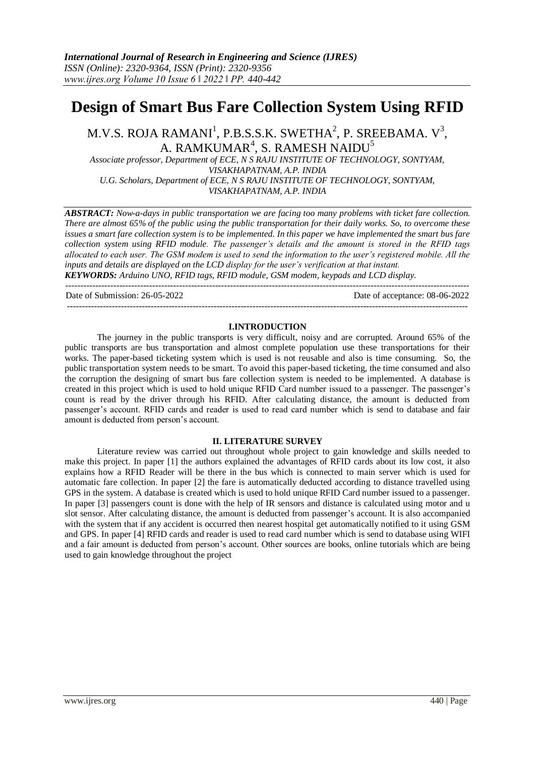# Design of Smart Bus Fare Collection System Using RFID

M.V.S. ROJA RAMANI[1], P.B.S.S.K. SWETHA[2], P. SREEBAMA. V[3], A. RAMKUMAR[4], S. RAMESH NAIDU[5]

*Associate professor, Department of ECE, N S RAJU INSTITUTE OF TECHNOLOGY, SONTYAM, VISAKHAPATNAM, A.P. INDIA*
*U.G. Scholars, Department of ECE, N S RAJU INSTITUTE OF TECHNOLOGY, SONTYAM, VISAKHAPATNAM, A.P. INDIA*

***ABSTRACT:*** *Now-a-days in public transportation we are facing too many problems with ticket fare collection. There are almost 65% of the public using the public transportation for their daily works. So, to overcome these issues a smart fare collection system is to be implemented. In this paper we have implemented the smart bus fare collection system using RFID module. The passenger's details and the amount is stored in the RFID tags allocated to each user. The GSM modem is used to send the information to the user's registered mobile. All the inputs and details are displayed on the LCD display for the user's verification at that instant.*

***KEYWORDS:*** *Arduino UNO, RFID tags, RFID module, GSM modem, keypads and LCD display.*

---

Date of Submission: 26-05-2022 Date of acceptance: 08-06-2022

---

## I.INTRODUCTION

The journey in the public transports is very difficult, noisy and are corrupted. Around 65% of the public transports are bus transportation and almost complete population use these transportations for their works. The paper-based ticketing system which is used is not reusable and also is time consuming. So, the public transportation system needs to be smart. To avoid this paper-based ticketing, the time consumed and also the corruption the designing of smart bus fare collection system is needed to be implemented. A database is created in this project which is used to hold unique RFID Card number issued to a passenger. The passenger's count is read by the driver through his RFID. After calculating distance, the amount is deducted from passenger's account. RFID cards and reader is used to read card number which is send to database and fair amount is deducted from person's account.

## II. LITERATURE SURVEY

Literature review was carried out throughout whole project to gain knowledge and skills needed to make this project. In paper [1] the authors explained the advantages of RFID cards about its low cost, it also explains how a RFID Reader will be there in the bus which is connected to main server which is used for automatic fare collection. In paper [2] the fare is automatically deducted according to distance travelled using GPS in the system. A database is created which is used to hold unique RFID Card number issued to a passenger. In paper [3] passengers count is done with the help of IR sensors and distance is calculated using motor and u slot sensor. After calculating distance, the amount is deducted from passenger's account. It is also accompanied with the system that if any accident is occurred then nearest hospital get automatically notified to it using GSM and GPS. In paper [4] RFID cards and reader is used to read card number which is send to database using WIFI and a fair amount is deducted from person's account. Other sources are books, online tutorials which are being used to gain knowledge throughout the project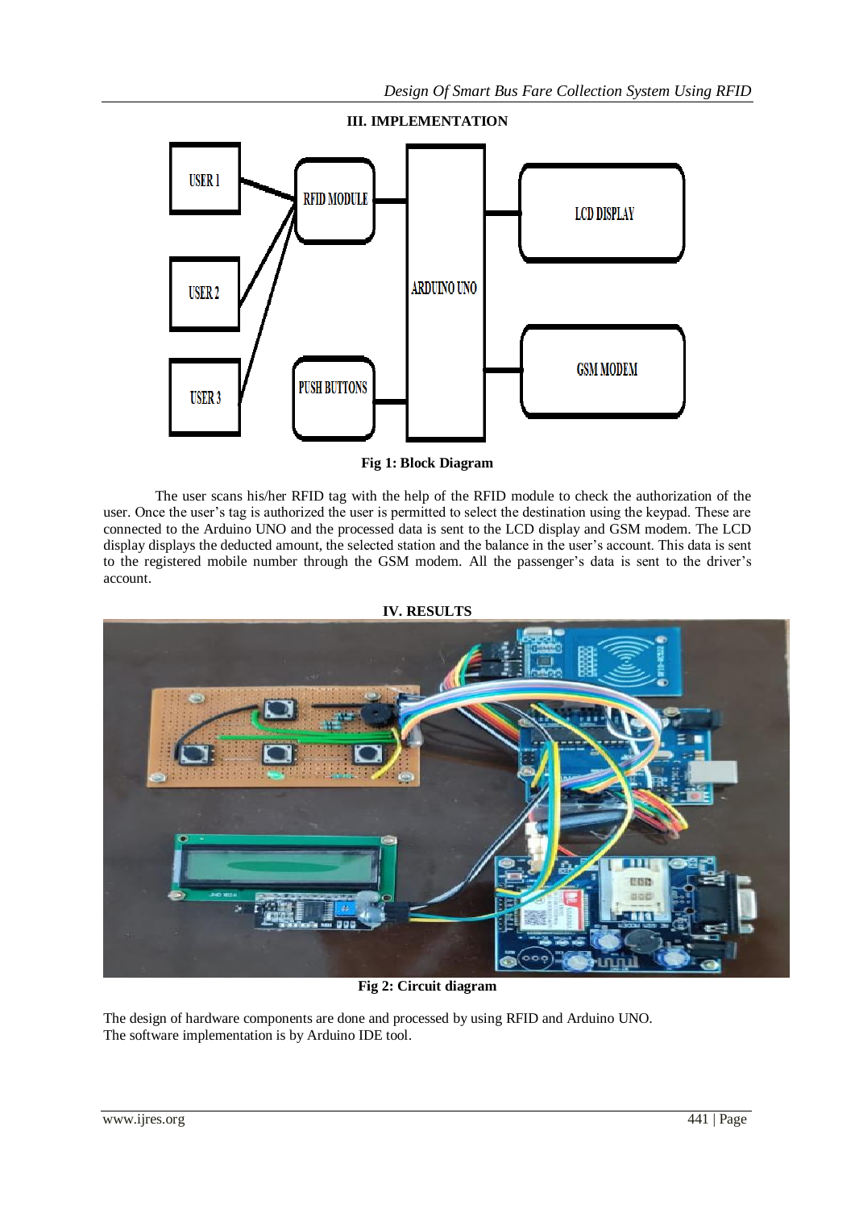## III. IMPLEMENTATION

**Fig 1: Block Diagram**

The user scans his/her RFID tag with the help of the RFID module to check the authorization of the user. Once the user's tag is authorized the user is permitted to select the destination using the keypad. These are connected to the Arduino UNO and the processed data is sent to the LCD display and GSM modem. The LCD display displays the deducted amount, the selected station and the balance in the user's account. This data is sent to the registered mobile number through the GSM modem. All the passenger's data is sent to the driver's account.

## IV. RESULTS

**Fig 2: Circuit diagram**

The design of hardware components are done and processed by using RFID and Arduino UNO.
The software implementation is by Arduino IDE tool.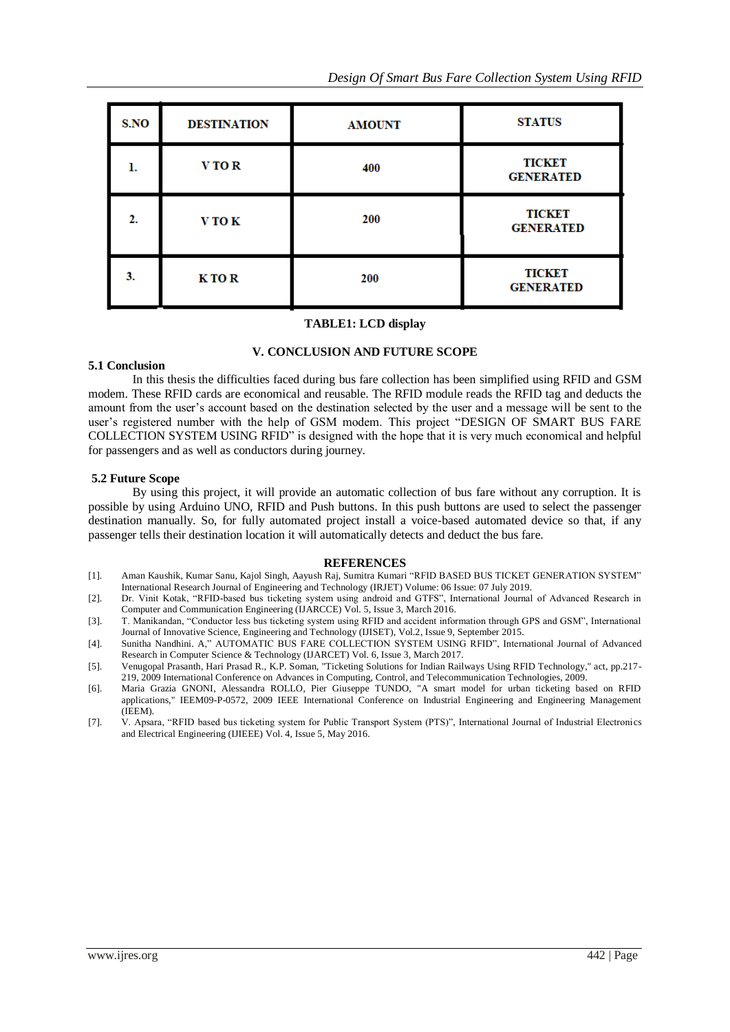| S.NO | DESTINATION | AMOUNT | STATUS |
|---|---|---|---|
| 1. | V TO R | 400 | TICKET GENERATED |
| 2. | V TO K | 200 | TICKET GENERATED |
| 3. | K TO R | 200 | TICKET GENERATED |

**TABLE1: LCD display**

## V. CONCLUSION AND FUTURE SCOPE

### 5.1 Conclusion

In this thesis the difficulties faced during bus fare collection has been simplified using RFID and GSM modem. These RFID cards are economical and reusable. The RFID module reads the RFID tag and deducts the amount from the user's account based on the destination selected by the user and a message will be sent to the user's registered number with the help of GSM modem. This project "DESIGN OF SMART BUS FARE COLLECTION SYSTEM USING RFID" is designed with the hope that it is very much economical and helpful for passengers and as well as conductors during journey.

### 5.2 Future Scope

By using this project, it will provide an automatic collection of bus fare without any corruption. It is possible by using Arduino UNO, RFID and Push buttons. In this push buttons are used to select the passenger destination manually. So, for fully automated project install a voice-based automated device so that, if any passenger tells their destination location it will automatically detects and deduct the bus fare.

## REFERENCES

[1]. Aman Kaushik, Kumar Sanu, Kajol Singh, Aayush Raj, Sumitra Kumari "RFID BASED BUS TICKET GENERATION SYSTEM" International Research Journal of Engineering and Technology (IRJET) Volume: 06 Issue: 07 July 2019.

[2]. Dr. Vinit Kotak, "RFID-based bus ticketing system using android and GTFS", International Journal of Advanced Research in Computer and Communication Engineering (IJARCCE) Vol. 5, Issue 3, March 2016.

[3]. T. Manikandan, "Conductor less bus ticketing system using RFID and accident information through GPS and GSM", International Journal of Innovative Science, Engineering and Technology (IJISET), Vol.2, Issue 9, September 2015.

[4]. Sunitha Nandhini. A," AUTOMATIC BUS FARE COLLECTION SYSTEM USING RFID", International Journal of Advanced Research in Computer Science & Technology (IJARCET) Vol. 6, Issue 3, March 2017.

[5]. Venugopal Prasanth, Hari Prasad R., K.P. Soman, "Ticketing Solutions for Indian Railways Using RFID Technology," act, pp.217-219, 2009 International Conference on Advances in Computing, Control, and Telecommunication Technologies, 2009.

[6]. Maria Grazia GNONI, Alessandra ROLLO, Pier Giuseppe TUNDO, "A smart model for urban ticketing based on RFID applications," IEEM09-P-0572, 2009 IEEE International Conference on Industrial Engineering and Engineering Management (IEEM).

[7]. V. Apsara, "RFID based bus ticketing system for Public Transport System (PTS)", International Journal of Industrial Electronics and Electrical Engineering (IJIEEE) Vol. 4, Issue 5, May 2016.